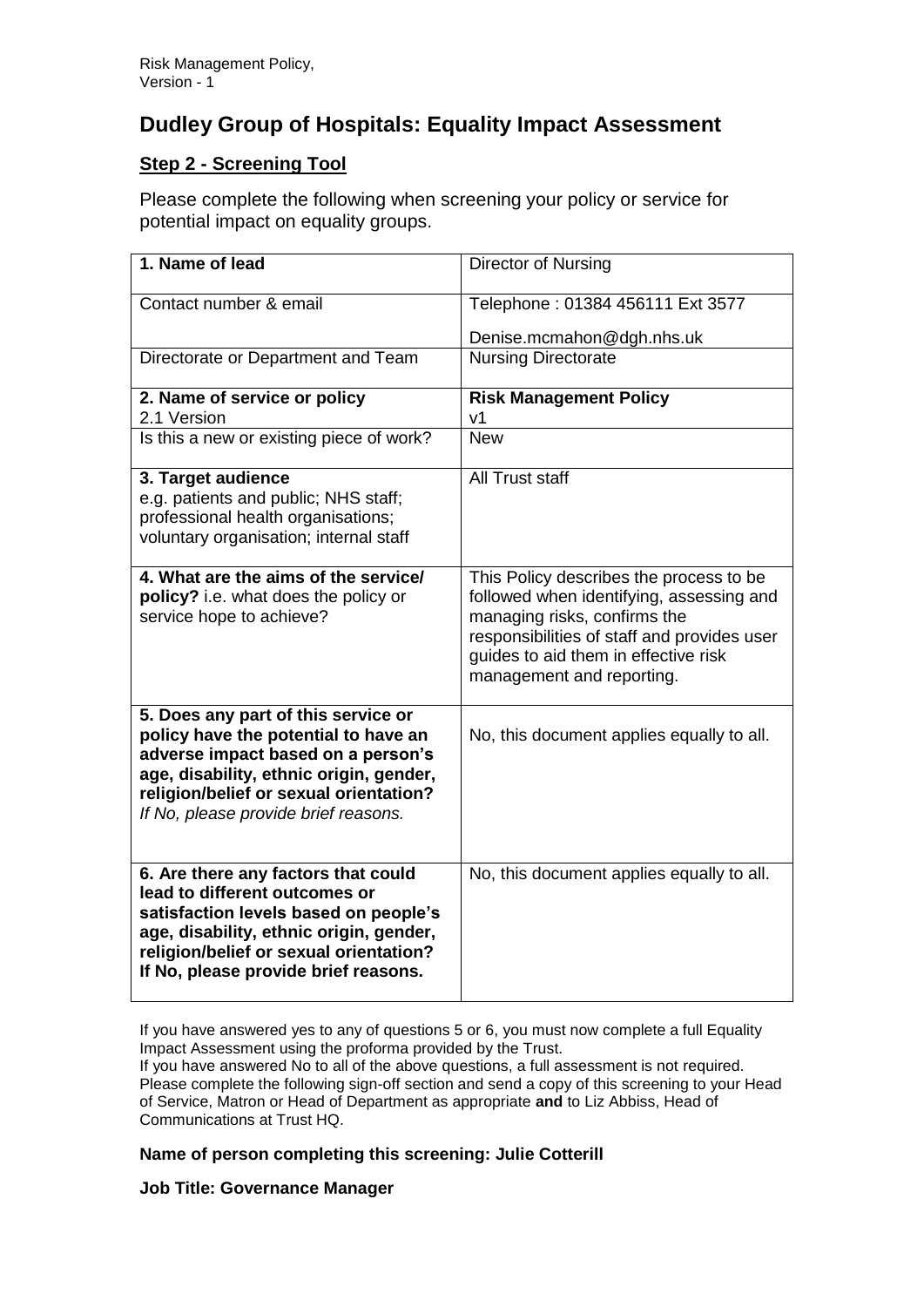# Dudley Group of Hospitals: Equality Impact Assessment

## Step 2 - Screening Tool

Please complete the following when screening your policy or service for potential impact on equality groups.

| | |
|---|---|
| **1. Name of lead** | Director of Nursing |
| Contact number & email | Telephone : 01384 456111 Ext 3577<br>Denise.mcmahon@dgh.nhs.uk |
| Directorate or Department and Team | Nursing Directorate |
| **2. Name of service or policy**<br>2.1 Version | **Risk Management Policy**<br>v1 |
| Is this a new or existing piece of work? | New |
| **3. Target audience**<br>e.g. patients and public; NHS staff; professional health organisations; voluntary organisation; internal staff | All Trust staff |
| **4. What are the aims of the service/ policy?** i.e. what does the policy or service hope to achieve? | This Policy describes the process to be followed when identifying, assessing and managing risks, confirms the responsibilities of staff and provides user guides to aid them in effective risk management and reporting. |
| **5. Does any part of this service or policy have the potential to have an adverse impact based on a person's age, disability, ethnic origin, gender, religion/belief or sexual orientation?**<br>*If No, please provide brief reasons.* | No, this document applies equally to all. |
| **6. Are there any factors that could lead to different outcomes or satisfaction levels based on people's age, disability, ethnic origin, gender, religion/belief or sexual orientation? If No, please provide brief reasons.** | No, this document applies equally to all. |

If you have answered yes to any of questions 5 or 6, you must now complete a full Equality Impact Assessment using the proforma provided by the Trust.
If you have answered No to all of the above questions, a full assessment is not required. Please complete the following sign-off section and send a copy of this screening to your Head of Service, Matron or Head of Department as appropriate **and** to Liz Abbiss, Head of Communications at Trust HQ.

**Name of person completing this screening: Julie Cotterill**

**Job Title: Governance Manager**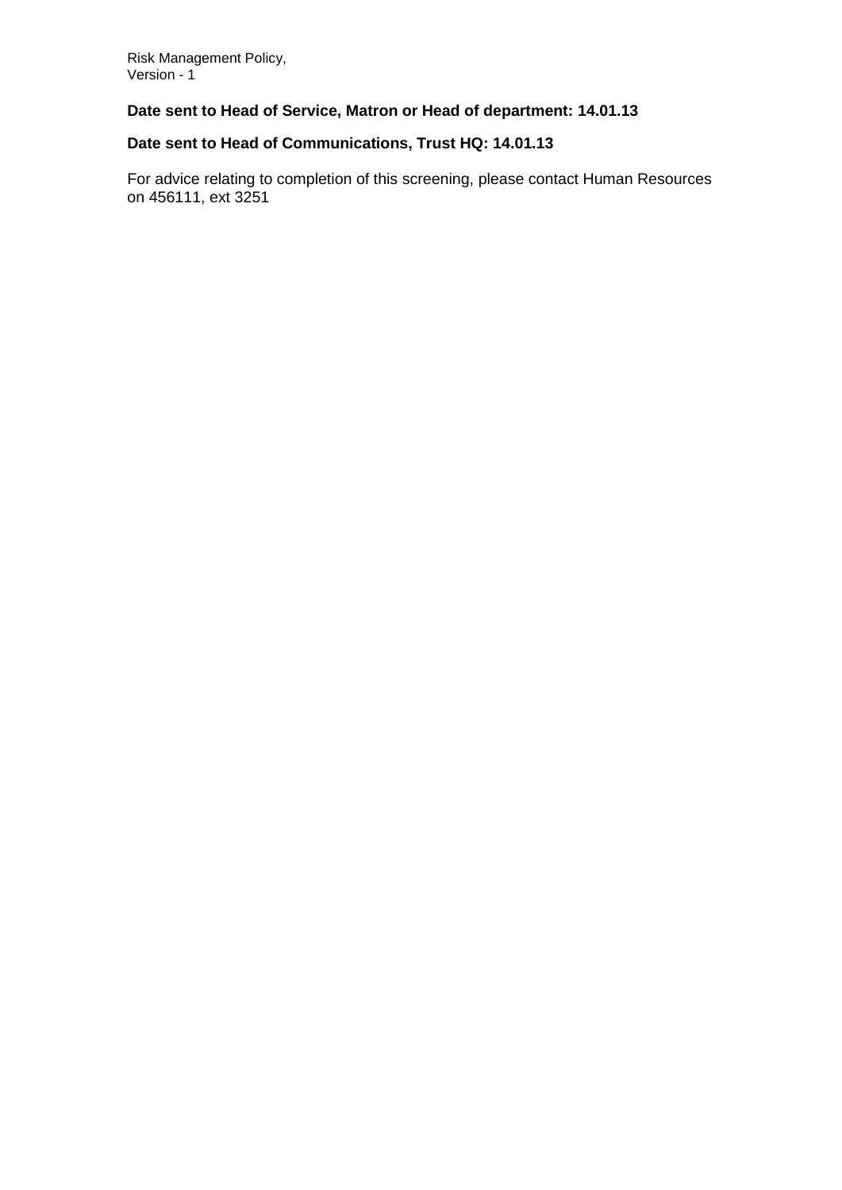**Date sent to Head of Service, Matron or Head of department: 14.01.13**

**Date sent to Head of Communications, Trust HQ: 14.01.13**

For advice relating to completion of this screening, please contact Human Resources on 456111, ext 3251